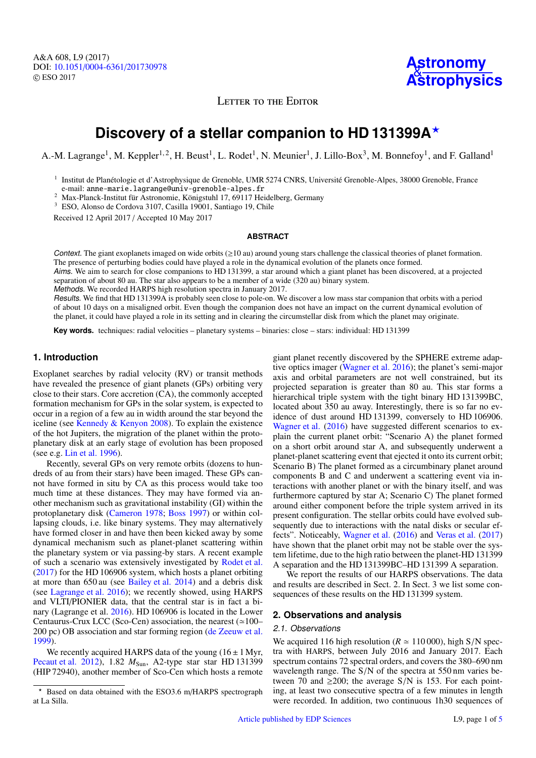Letter to the Editor

# Discovery of a stellar companion to HD 131399A[⋆]

A.-M. Lagrange[1], M. Keppler[1,2], H. Beust[1], L. Rodet[1], N. Meunier[1], J. Lillo-Box[3], M. Bonnefoy[1], and F. Galland[1]

[1] Institut de Planétologie et d'Astrophysique de Grenoble, UMR 5274 CNRS, Université Grenoble-Alpes, 38000 Grenoble, France
e-mail: anne-marie.lagrange@univ-grenoble-alpes.fr

[2] Max-Planck-Institut für Astronomie, Königstuhl 17, 69117 Heidelberg, Germany

[3] ESO, Alonso de Cordova 3107, Casilla 19001, Santiago 19, Chile

Received 12 April 2017 / Accepted 10 May 2017

## ABSTRACT

*Context.* The giant exoplanets imaged on wide orbits (≥10 au) around young stars challenge the classical theories of planet formation. The presence of perturbing bodies could have played a role in the dynamical evolution of the planets once formed.

*Aims.* We aim to search for close companions to HD 131399, a star around which a giant planet has been discovered, at a projected separation of about 80 au. The star also appears to be a member of a wide (320 au) binary system.

*Methods.* We recorded HARPS high resolution spectra in January 2017.

*Results.* We find that HD 131399A is probably seen close to pole-on. We discover a low mass star companion that orbits with a period of about 10 days on a misaligned orbit. Even though the companion does not have an impact on the current dynamical evolution of the planet, it could have played a role in its setting and in clearing the circumstellar disk from which the planet may originate.

**Key words.** techniques: radial velocities – planetary systems – binaries: close – stars: individual: HD 131399

## 1. Introduction

Exoplanet searches by radial velocity (RV) or transit methods have revealed the presence of giant planets (GPs) orbiting very close to their stars. Core accretion (CA), the commonly accepted formation mechanism for GPs in the solar system, is expected to occur in a region of a few au in width around the star beyond the iceline (see Kennedy & Kenyon 2008). To explain the existence of the hot Jupiters, the migration of the planet within the protoplanetary disk at an early stage of evolution has been proposed (see e.g. Lin et al. 1996).

Recently, several GPs on very remote orbits (dozens to hundreds of au from their stars) have been imaged. These GPs cannot have formed in situ by CA as this process would take too much time at these distances. They may have formed via another mechanism such as gravitational instability (GI) within the protoplanetary disk (Cameron 1978; Boss 1997) or within collapsing clouds, i.e. like binary systems. They may alternatively have formed closer in and have then been kicked away by some dynamical mechanism such as planet-planet scattering within the planetary system or via passing-by stars. A recent example of such a scenario was extensively investigated by Rodet et al. (2017) for the HD 106906 system, which hosts a planet orbiting at more than 650 au (see Bailey et al. 2014) and a debris disk (see Lagrange et al. 2016); we recently showed, using HARPS and VLTI/PIONIER data, that the central star is in fact a binary (Lagrange et al. 2016). HD 106906 is located in the Lower Centaurus-Crux LCC (Sco-Cen) association, the nearest (≃100–200 pc) OB association and star forming region (de Zeeuw et al. 1999).

We recently acquired HARPS data of the young (16 ± 1 Myr, Pecaut et al. 2012), 1.82 $M_{\rm Sun}$, A2-type star star HD 131399 (HIP 72940), another member of Sco-Cen which hosts a remote giant planet recently discovered by the SPHERE extreme adaptive optics imager (Wagner et al. 2016); the planet's semi-major axis and orbital parameters are not well constrained, but its projected separation is greater than 80 au. This star forms a hierarchical triple system with the tight binary HD 131399BC, located about 350 au away. Interestingly, there is so far no evidence of dust around HD 131399, conversely to HD 106906. Wagner et al. (2016) have suggested different scenarios to explain the current planet orbit: "Scenario A) the planet formed on a short orbit around star A, and subsequently underwent a planet-planet scattering event that ejected it onto its current orbit; Scenario B) The planet formed as a circumbinary planet around components B and C and underwent a scattering event via interactions with another planet or with the binary itself, and was furthermore captured by star A; Scenario C) The planet formed around either component before the triple system arrived in its present configuration. The stellar orbits could have evolved subsequently due to interactions with the natal disks or secular effects". Noticeably, Wagner et al. (2016) and Veras et al. (2017) have shown that the planet orbit may not be stable over the system lifetime, due to the high ratio between the planet-HD 131399 A separation and the HD 131399BC–HD 131399 A separation.

We report the results of our HARPS observations. The data and results are described in Sect. 2. In Sect. 3 we list some consequences of these results on the HD 131399 system.

## 2. Observations and analysis

### 2.1. Observations

We acquired 116 high resolution ($R \simeq 110\,000$), high S/N spectra with HARPS, between July 2016 and January 2017. Each spectrum contains 72 spectral orders, and covers the 380–690 nm wavelength range. The S/N of the spectra at 550 nm varies between 70 and ≥200; the average S/N is 153. For each pointing, at least two consecutive spectra of a few minutes in length were recorded. In addition, two continuous 1h30 sequences of

[⋆] Based on data obtained with the ESO3.6 m/HARPS spectrograph at La Silla.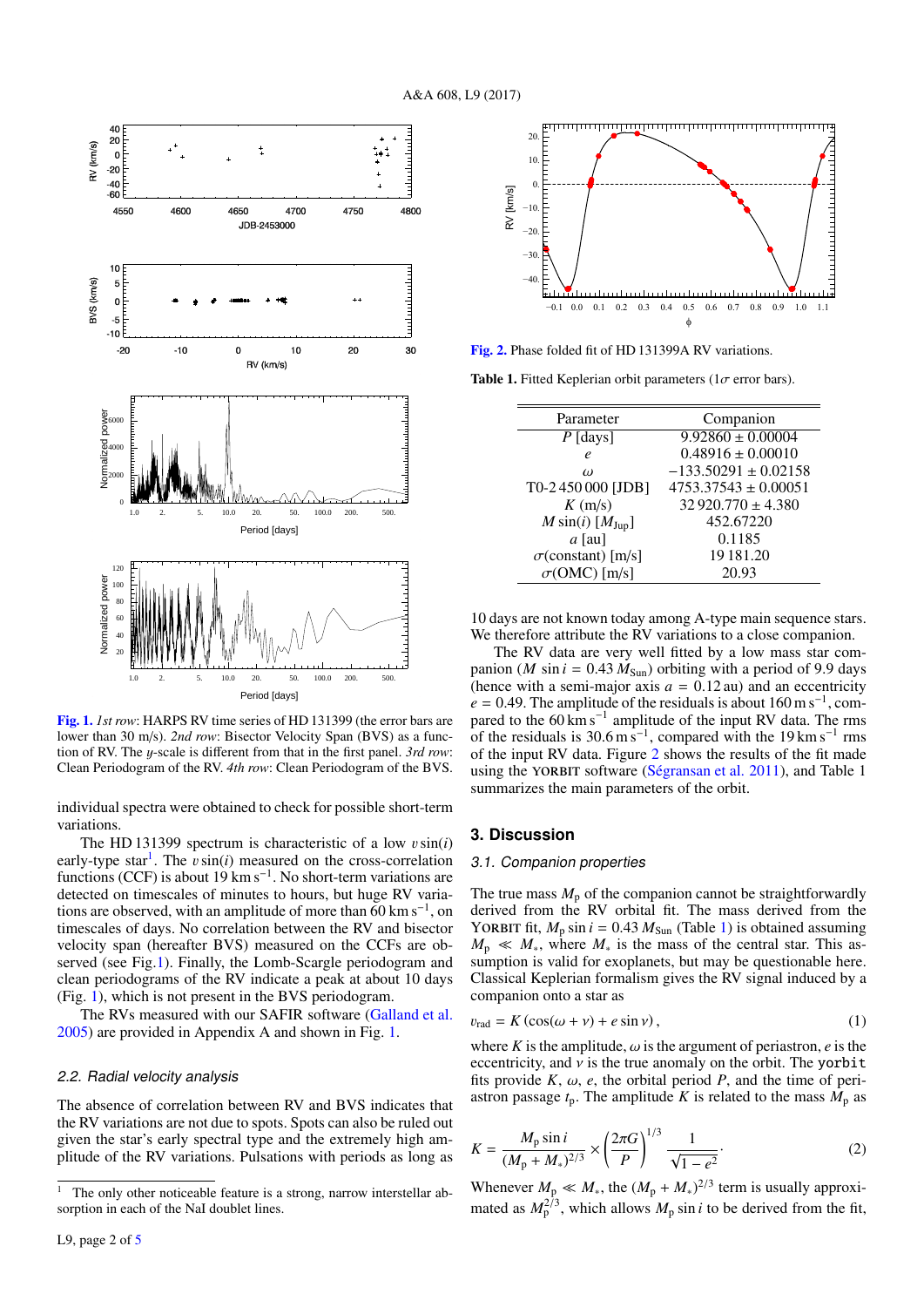**Fig. 1.** *1st row*: HARPS RV time series of HD 131399 (the error bars are lower than 30 m/s). *2nd row*: Bisector Velocity Span (BVS) as a function of RV. The $y$-scale is different from that in the first panel. *3rd row*: Clean Periodogram of the RV. *4th row*: Clean Periodogram of the BVS.

individual spectra were obtained to check for possible short-term variations.

The HD 131399 spectrum is characteristic of a low $v\sin(i)$ early-type star[1]. The $v\sin(i)$ measured on the cross-correlation functions (CCF) is about 19 km s$^{-1}$. No short-term variations are detected on timescales of minutes to hours, but huge RV variations are observed, with an amplitude of more than 60 km s$^{-1}$, on timescales of days. No correlation between the RV and bisector velocity span (hereafter BVS) measured on the CCFs are observed (see Fig.1). Finally, the Lomb-Scargle periodogram and clean periodograms of the RV indicate a peak at about 10 days (Fig. 1), which is not present in the BVS periodogram.

The RVs measured with our SAFIR software (Galland et al. 2005) are provided in Appendix A and shown in Fig. 1.

### 2.2. Radial velocity analysis

The absence of correlation between RV and BVS indicates that the RV variations are not due to spots. Spots can also be ruled out given the star's early spectral type and the extremely high amplitude of the RV variations. Pulsations with periods as long as 10 days are not known today among A-type main sequence stars. We therefore attribute the RV variations to a close companion.

The RV data are very well fitted by a low mass star companion ($M\,\sin i = 0.43\,M_{\rm Sun}$) orbiting with a period of 9.9 days (hence with a semi-major axis $a = 0.12$ au) and an eccentricity $e = 0.49$. The amplitude of the residuals is about 160 m s$^{-1}$, compared to the 60 km s$^{-1}$ amplitude of the input RV data. The rms of the residuals is 30.6 m s$^{-1}$, compared with the 19 km s$^{-1}$ rms of the input RV data. Figure 2 shows the results of the fit made using the YORBIT software (Ségransan et al. 2011), and Table 1 summarizes the main parameters of the orbit.

**Fig. 2.** Phase folded fit of HD 131399A RV variations.

**Table 1.** Fitted Keplerian orbit parameters (1$\sigma$ error bars).

| Parameter | Companion |
|---|---|
| $P$ [days] | 9.92860 ± 0.00004 |
| $e$ | 0.48916 ± 0.00010 |
| $\omega$ | −133.50291 ± 0.02158 |
| T0-2 450 000 [JDB] | 4753.37543 ± 0.00051 |
| $K$ (m/s) | 32 920.770 ± 4.380 |
| $M\sin(i)$ [$M_{\rm Jup}$] | 452.67220 |
| $a$ [au] | 0.1185 |
| $\sigma$(constant) [m/s] | 19 181.20 |
| $\sigma$(OMC) [m/s] | 20.93 |

## 3. Discussion

### 3.1. Companion properties

The true mass $M_{\rm p}$ of the companion cannot be straightforwardly derived from the RV orbital fit. The mass derived from the YORBIT fit, $M_{\rm p}\sin i = 0.43\,M_{\rm Sun}$ (Table 1) is obtained assuming $M_{\rm p} \ll M_*$, where $M_*$ is the mass of the central star. This assumption is valid for exoplanets, but may be questionable here. Classical Keplerian formalism gives the RV signal induced by a companion onto a star as

$$v_{\rm rad} = K\,(\cos(\omega + \nu) + e\sin\nu)\,, \tag{1}$$

where $K$ is the amplitude, $\omega$ is the argument of periastron, $e$ is the eccentricity, and $\nu$ is the true anomaly on the orbit. The `yorbit` fits provide $K$, $\omega$, $e$, the orbital period $P$, and the time of periastron passage $t_{\rm p}$. The amplitude $K$ is related to the mass $M_{\rm p}$ as

$$K = \frac{M_{\rm p}\sin i}{(M_{\rm p} + M_*)^{2/3}} \times \left(\frac{2\pi G}{P}\right)^{1/3} \frac{1}{\sqrt{1-e^2}}\cdot \tag{2}$$

Whenever $M_{\rm p} \ll M_*$, the $(M_{\rm p} + M_*)^{2/3}$ term is usually approximated as $M_{\rm p}^{2/3}$, which allows $M_{\rm p}\sin i$ to be derived from the fit,

[1] The only other noticeable feature is a strong, narrow interstellar absorption in each of the NaI doublet lines.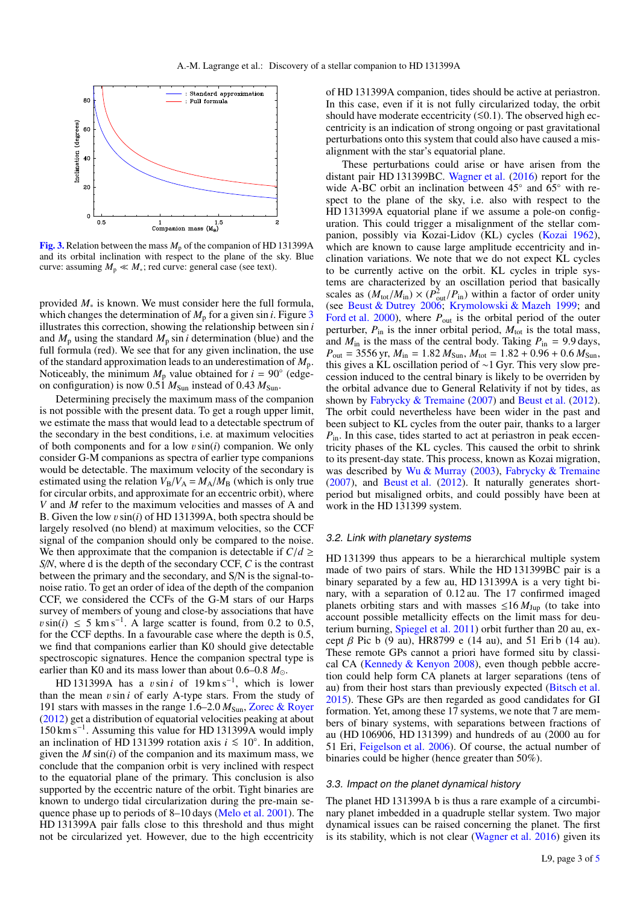**Fig. 3.** Relation between the mass $M_p$ of the companion of HD 131399A and its orbital inclination with respect to the plane of the sky. Blue curve: assuming $M_p \ll M_*$; red curve: general case (see text).

provided $M_*$ is known. We must consider here the full formula, which changes the determination of $M_p$ for a given $\sin i$. Figure 3 illustrates this correction, showing the relationship between $\sin i$ and $M_p$ using the standard $M_p \sin i$ determination (blue) and the full formula (red). We see that for any given inclination, the use of the standard approximation leads to an underestimation of $M_p$. Noticeably, the minimum $M_p$ value obtained for $i = 90°$ (edge-on configuration) is now 0.51 $M_{\rm Sun}$ instead of 0.43 $M_{\rm Sun}$.

Determining precisely the maximum mass of the companion is not possible with the present data. To get a rough upper limit, we estimate the mass that would lead to a detectable spectrum of the secondary in the best conditions, i.e. at maximum velocities of both components and for a low $v \sin(i)$ companion. We only consider G-M companions as spectra of earlier type companions would be detectable. The maximum velocity of the secondary is estimated using the relation $V_B/V_A = M_A/M_B$ (which is only true for circular orbits, and approximate for an eccentric orbit), where $V$ and $M$ refer to the maximum velocities and masses of A and B. Given the low $v \sin(i)$ of HD 131399A, both spectra should be largely resolved (no blend) at maximum velocities, so the CCF signal of the companion should only be compared to the noise. We then approximate that the companion is detectable if $C/d \geq S/N$, where d is the depth of the secondary CCF, $C$ is the contrast between the primary and the secondary, and S/N is the signal-to-noise ratio. To get an order of idea of the depth of the companion CCF, we considered the CCFs of the G-M stars of our Harps survey of members of young and close-by associations that have $v \sin(i) \leq 5$ km s$^{-1}$. A large scatter is found, from 0.2 to 0.5, for the CCF depths. In a favourable case where the depth is 0.5, we find that companions earlier than K0 should give detectable spectroscopic signatures. Hence the companion spectral type is earlier than K0 and its mass lower than about 0.6–0.8 $M_{\odot}$.

HD 131399A has a $v \sin i$ of 19 km s$^{-1}$, which is lower than the mean $v \sin i$ of early A-type stars. From the study of 191 stars with masses in the range 1.6–2.0 $M_{\rm Sun}$, Zorec & Royer (2012) get a distribution of equatorial velocities peaking at about 150 km s$^{-1}$. Assuming this value for HD 131399A would imply an inclination of HD 131399 rotation axis $i \lesssim 10°$. In addition, given the $M \sin(i)$ of the companion and its maximum mass, we conclude that the companion orbit is very inclined with respect to the equatorial plane of the primary. This conclusion is also supported by the eccentric nature of the orbit. Tight binaries are known to undergo tidal circularization during the pre-main sequence phase up to periods of 8–10 days (Melo et al. 2001). The HD 131399A pair falls close to this threshold and thus might not be circularized yet. However, due to the high eccentricity of HD 131399A companion, tides should be active at periastron. In this case, even if it is not fully circularized today, the orbit should have moderate eccentricity (≲0.1). The observed high eccentricity is an indication of strong ongoing or past gravitational perturbations onto this system that could also have caused a misalignment with the star's equatorial plane.

These perturbations could arise or have arisen from the distant pair HD 131399BC. Wagner et al. (2016) report for the wide A-BC orbit an inclination between 45° and 65° with respect to the plane of the sky, i.e. also with respect to the HD 131399A equatorial plane if we assume a pole-on configuration. This could trigger a misalignment of the stellar companion, possibly via Kozai-Lidov (KL) cycles (Kozai 1962), which are known to cause large amplitude eccentricity and inclination variations. We note that we do not expect KL cycles to be currently active on the orbit. KL cycles in triple systems are characterized by an oscillation period that basically scales as $(M_{\rm tot}/M_{\rm in}) \times (P_{\rm out}^2/P_{\rm in})$ within a factor of order unity (see Beust & Dutrey 2006; Krymolowski & Mazeh 1999; and Ford et al. 2000), where $P_{\rm out}$ is the orbital period of the outer perturber, $P_{\rm in}$ is the inner orbital period, $M_{\rm tot}$ is the total mass, and $M_{\rm in}$ is the mass of the central body. Taking $P_{\rm in}$ = 9.9 days, $P_{\rm out}$ = 3556 yr, $M_{\rm in}$ = 1.82 $M_{\rm Sun}$, $M_{\rm tot}$ = 1.82 + 0.96 + 0.6 $M_{\rm Sun}$, this gives a KL oscillation period of ~1 Gyr. This very slow precession induced to the central binary is likely to be overriden by the orbital advance due to General Relativity if not by tides, as shown by Fabrycky & Tremaine (2007) and Beust et al. (2012). The orbit could nevertheless have been wider in the past and been subject to KL cycles from the outer pair, thanks to a larger $P_{\rm in}$. In this case, tides started to act at periastron in peak eccentricity phases of the KL cycles. This caused the orbit to shrink to its present-day state. This process, known as Kozai migration, was described by Wu & Murray (2003), Fabrycky & Tremaine (2007), and Beust et al. (2012). It naturally generates short-period but misaligned orbits, and could possibly have been at work in the HD 131399 system.

### 3.2. Link with planetary systems

HD 131399 thus appears to be a hierarchical multiple system made of two pairs of stars. While the HD 131399BC pair is a binary separated by a few au, HD 131399A is a very tight binary, with a separation of 0.12 au. The 17 confirmed imaged planets orbiting stars and with masses ≤16 $M_{\rm Jup}$ (to take into account possible metallicity effects on the limit mass for deuterium burning, Spiegel et al. 2011) orbit further than 20 au, except $\beta$ Pic b (9 au), HR8799 e (14 au), and 51 Eri b (14 au). These remote GPs cannot a priori have formed situ by classical CA (Kennedy & Kenyon 2008), even though pebble accretion could help form CA planets at larger separations (tens of au) from their host stars than previously expected (Bitsch et al. 2015). These GPs are then regarded as good candidates for GI formation. Yet, among these 17 systems, we note that 7 are members of binary systems, with separations between fractions of au (HD 106906, HD 131399) and hundreds of au (2000 au for 51 Eri, Feigelson et al. 2006). Of course, the actual number of binaries could be higher (hence greater than 50%).

### 3.3. Impact on the planet dynamical history

The planet HD 131399A b is thus a rare example of a circumbinary planet imbedded in a quadruple stellar system. Two major dynamical issues can be raised concerning the planet. The first is its stability, which is not clear (Wagner et al. 2016) given its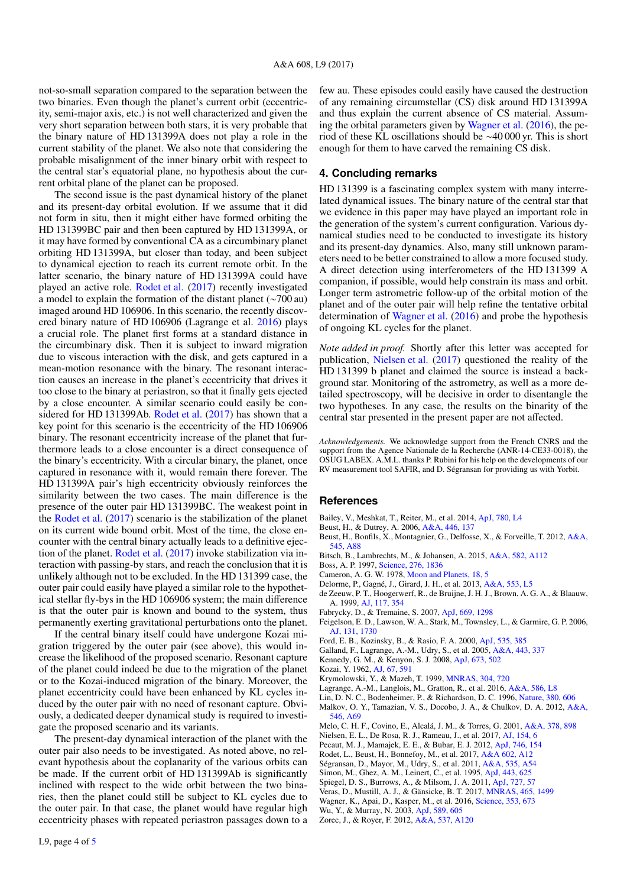not-so-small separation compared to the separation between the two binaries. Even though the planet's current orbit (eccentricity, semi-major axis, etc.) is not well characterized and given the very short separation between both stars, it is very probable that the binary nature of HD 131399A does not play a role in the current stability of the planet. We also note that considering the probable misalignment of the inner binary orbit with respect to the central star's equatorial plane, no hypothesis about the current orbital plane of the planet can be proposed.

The second issue is the past dynamical history of the planet and its present-day orbital evolution. If we assume that it did not form in situ, then it might either have formed orbiting the HD 131399BC pair and then been captured by HD 131399A, or it may have formed by conventional CA as a circumbinary planet orbiting HD 131399A, but closer than today, and been subject to dynamical ejection to reach its current remote orbit. In the latter scenario, the binary nature of HD 131399A could have played an active role. Rodet et al. (2017) recently investigated a model to explain the formation of the distant planet (~700 au) imaged around HD 106906. In this scenario, the recently discovered binary nature of HD 106906 (Lagrange et al. 2016) plays a crucial role. The planet first forms at a standard distance in the circumbinary disk. Then it is subject to inward migration due to viscous interaction with the disk, and gets captured in a mean-motion resonance with the binary. The resonant interaction causes an increase in the planet's eccentricity that drives it too close to the binary at periastron, so that it finally gets ejected by a close encounter. A similar scenario could easily be considered for HD 131399Ab. Rodet et al. (2017) has shown that a key point for this scenario is the eccentricity of the HD 106906 binary. The resonant eccentricity increase of the planet that furthermore leads to a close encounter is a direct consequence of the binary's eccentricity. With a circular binary, the planet, once captured in resonance with it, would remain there forever. The HD 131399A pair's high eccentricity reinforces the similarity between the two cases. The main difference is the presence of the outer pair HD 131399BC. The weakest point in the Rodet et al. (2017) scenario is the stabilization of the planet on its current wide bound orbit. Most of the time, the close encounter with the central binary actually leads to a definitive ejection of the planet. Rodet et al. (2017) invoke stabilization via interaction with passing-by stars, and reach the conclusion that it is unlikely although not to be excluded. In the HD 131399 case, the outer pair could easily have played a similar role to the hypothetical stellar fly-bys in the HD 106906 system; the main difference is that the outer pair is known and bound to the system, thus permanently exerting gravitational perturbations onto the planet.

If the central binary itself could have undergone Kozai migration triggered by the outer pair (see above), this would increase the likelihood of the proposed scenario. Resonant capture of the planet could indeed be due to the migration of the planet or to the Kozai-induced migration of the binary. Moreover, the planet eccentricity could have been enhanced by KL cycles induced by the outer pair with no need of resonant capture. Obviously, a dedicated deeper dynamical study is required to investigate the proposed scenario and its variants.

The present-day dynamical interaction of the planet with the outer pair also needs to be investigated. As noted above, no relevant hypothesis about the coplanarity of the various orbits can be made. If the current orbit of HD 131399Ab is significantly inclined with respect to the wide orbit between the two binaries, then the planet could still be subject to KL cycles due to the outer pair. In that case, the planet would have regular high eccentricity phases with repeated periastron passages down to a few au. These episodes could easily have caused the destruction of any remaining circumstellar (CS) disk around HD 131399A and thus explain the current absence of CS material. Assuming the orbital parameters given by Wagner et al. (2016), the period of these KL oscillations should be ~40 000 yr. This is short enough for them to have carved the remaining CS disk.

## 4. Concluding remarks

HD 131399 is a fascinating complex system with many interrelated dynamical issues. The binary nature of the central star that we evidence in this paper may have played an important role in the generation of the system's current configuration. Various dynamical studies need to be conducted to investigate its history and its present-day dynamics. Also, many still unknown parameters need to be better constrained to allow a more focused study. A direct detection using interferometers of the HD 131399 A companion, if possible, would help constrain its mass and orbit. Longer term astrometric follow-up of the orbital motion of the planet and of the outer pair will help refine the tentative orbital determination of Wagner et al. (2016) and probe the hypothesis of ongoing KL cycles for the planet.

*Note added in proof.* Shortly after this letter was accepted for publication, Nielsen et al. (2017) questioned the reality of the HD 131399 b planet and claimed the source is instead a background star. Monitoring of the astrometry, as well as a more detailed spectroscopy, will be decisive in order to disentangle the two hypotheses. In any case, the results on the binarity of the central star presented in the present paper are not affected.

*Acknowledgements.* We acknowledge support from the French CNRS and the support from the Agence Nationale de la Recherche (ANR-14-CE33-0018), the OSUG LABEX. A.M.L. thanks P. Rubini for his help on the developments of our RV measurement tool SAFIR, and D. Ségransan for providing us with Yorbit.

## References

Bailey, V., Meshkat, T., Reiter, M., et al. 2014, ApJ, 780, L4
Beust, H., & Dutrey, A. 2006, A&A, 446, 137
Beust, H., Bonfils, X., Montagnier, G., Delfosse, X., & Forveille, T. 2012, A&A, 545, A88
Bitsch, B., Lambrechts, M., & Johansen, A. 2015, A&A, 582, A112
Boss, A. P. 1997, Science, 276, 1836
Cameron, A. G. W. 1978, Moon and Planets, 18, 5
Delorme, P., Gagné, J., Girard, J. H., et al. 2013, A&A, 553, L5
de Zeeuw, P. T., Hoogerwerf, R., de Bruijne, J. H. J., Brown, A. G. A., & Blaauw, A. 1999, AJ, 117, 354
Fabrycky, D., & Tremaine, S. 2007, ApJ, 669, 1298
Feigelson, E. D., Lawson, W. A., Stark, M., Townsley, L., & Garmire, G. P. 2006, AJ, 131, 1730
Ford, E. B., Kozinsky, B., & Rasio, F. A. 2000, ApJ, 535, 385
Galland, F., Lagrange, A.-M., Udry, S., et al. 2005, A&A, 443, 337
Kennedy, G. M., & Kenyon, S. J. 2008, ApJ, 673, 502
Kozai, Y. 1962, AJ, 67, 591
Krymolowski, Y., & Mazeh, T. 1999, MNRAS, 304, 720
Lagrange, A.-M., Langlois, M., Gratton, R., et al. 2016, A&A, 586, L8
Lin, D. N. C., Bodenheimer, P., & Richardson, D. C. 1996, Nature, 380, 606
Malkov, O. Y., Tamazian, V. S., Docobo, J. A., & Chulkov, D. A. 2012, A&A, 546, A69
Melo, C. H. F., Covino, E., Alcalá, J. M., & Torres, G. 2001, A&A, 378, 898
Nielsen, E. L., De Rosa, R. J., Rameau, J., et al. 2017, AJ, 154, 6
Pecaut, M. J., Mamajek, E. E., & Bubar, E. J. 2012, ApJ, 746, 154
Rodet, L., Beust, H., Bonnefoy, M., et al. 2017, A&A 602, A12
Ségransan, D., Mayor, M., Udry, S., et al. 2011, A&A, 535, A54
Simon, M., Ghez, A. M., Leinert, C., et al. 1995, ApJ, 443, 625
Spiegel, D. S., Burrows, A., & Milsom, J. A. 2011, ApJ, 727, 57
Veras, D., Mustill, A. J., & Gänsicke, B. T. 2017, MNRAS, 465, 1499
Wagner, K., Apai, D., Kasper, M., et al. 2016, Science, 353, 673
Wu, Y., & Murray, N. 2003, ApJ, 589, 605
Zorec, J., & Royer, F. 2012, A&A, 537, A120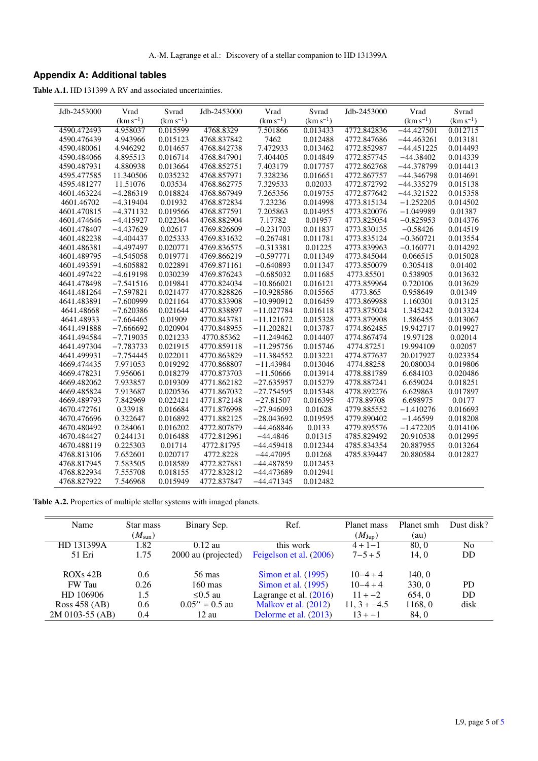## Appendix A: Additional tables

**Table A.1.** HD 131399 A RV and associated uncertainties.

| Jdb-2453000 | Vrad (km s$^{-1}$) | Svrad (km s$^{-1}$) | Jdb-2453000 | Vrad (km s$^{-1}$) | Svrad (km s$^{-1}$) | Jdb-2453000 | Vrad (km s$^{-1}$) | Svrad (km s$^{-1}$) |
|---|---|---|---|---|---|---|---|---|
| 4590.472493 | 4.958037 | 0.015599 | 4768.8329 | 7.501866 | 0.013433 | 4772.842836 | −44.427501 | 0.012715 |
| 4590.476439 | 4.943966 | 0.015123 | 4768.837842 | 7462 | 0.012488 | 4772.847686 | −44.463261 | 0.013181 |
| 4590.480061 | 4.946292 | 0.014657 | 4768.842738 | 7.472933 | 0.013462 | 4772.852987 | −44.451225 | 0.014493 |
| 4590.484066 | 4.895513 | 0.016714 | 4768.847901 | 7.404405 | 0.014849 | 4772.857745 | −44.38402 | 0.014339 |
| 4590.487931 | 4.880938 | 0.013664 | 4768.852751 | 7.403179 | 0.017757 | 4772.862768 | −44.378799 | 0.014413 |
| 4595.477585 | 11.340506 | 0.035232 | 4768.857971 | 7.328236 | 0.016651 | 4772.867757 | −44.346798 | 0.014691 |
| 4595.481277 | 11.51076 | 0.03534 | 4768.862775 | 7.329533 | 0.02033 | 4772.872792 | −44.335279 | 0.015138 |
| 4601.463224 | −4.286319 | 0.018824 | 4768.867949 | 7.265356 | 0.019755 | 4772.877642 | −44.321522 | 0.015358 |
| 4601.46702 | −4.319404 | 0.01932 | 4768.872834 | 7.23236 | 0.014998 | 4773.815134 | −1.252205 | 0.014502 |
| 4601.470815 | −4.371132 | 0.019566 | 4768.877591 | 7.205863 | 0.014955 | 4773.820076 | −1.049989 | 0.01387 |
| 4601.474646 | −4.415927 | 0.022364 | 4768.882904 | 7.17782 | 0.01957 | 4773.825054 | −0.825953 | 0.014376 |
| 4601.478407 | −4.437629 | 0.02617 | 4769.826609 | −0.231703 | 0.011837 | 4773.830135 | −0.58426 | 0.014519 |
| 4601.482238 | −4.404437 | 0.025333 | 4769.831632 | −0.267481 | 0.011781 | 4773.835124 | −0.360721 | 0.013554 |
| 4601.486381 | −4.497497 | 0.020771 | 4769.836575 | −0.313381 | 0.01225 | 4773.839963 | −0.160771 | 0.014292 |
| 4601.489795 | −4.545058 | 0.019771 | 4769.866219 | −0.597771 | 0.011349 | 4773.845044 | 0.066515 | 0.015028 |
| 4601.493591 | −4.605882 | 0.022891 | 4769.871161 | −0.640893 | 0.011347 | 4773.850079 | 0.305418 | 0.01402 |
| 4601.497422 | −4.619198 | 0.030239 | 4769.876243 | −0.685032 | 0.011685 | 4773.85501 | 0.538905 | 0.013632 |
| 4641.478498 | −7.541516 | 0.019841 | 4770.824034 | −10.866021 | 0.016121 | 4773.859964 | 0.720106 | 0.013629 |
| 4641.481264 | −7.597821 | 0.021477 | 4770.828826 | −10.928586 | 0.015565 | 4773.865 | 0.958649 | 0.01349 |
| 4641.483891 | −7.600999 | 0.021164 | 4770.833908 | −10.990912 | 0.016459 | 4773.869988 | 1.160301 | 0.013125 |
| 4641.48668 | −7.620386 | 0.021644 | 4770.838897 | −11.027784 | 0.016118 | 4773.875024 | 1.345242 | 0.013324 |
| 4641.48933 | −7.664465 | 0.01909 | 4770.843781 | −11.121672 | 0.015328 | 4773.879908 | 1.586455 | 0.013067 |
| 4641.491888 | −7.666692 | 0.020904 | 4770.848955 | −11.202821 | 0.013787 | 4774.862485 | 19.942717 | 0.019927 |
| 4641.494584 | −7.719035 | 0.021233 | 4770.85362 | −11.249462 | 0.014407 | 4774.867474 | 19.97128 | 0.02014 |
| 4641.497304 | −7.783733 | 0.021915 | 4770.859118 | −11.295756 | 0.015746 | 4774.87251 | 19.994109 | 0.02057 |
| 4641.499931 | −7.754445 | 0.022011 | 4770.863829 | −11.384552 | 0.013221 | 4774.877637 | 20.017927 | 0.023354 |
| 4669.474435 | 7.971053 | 0.019292 | 4770.868807 | −11.43984 | 0.013046 | 4774.88258 | 20.080034 | 0.019806 |
| 4669.478231 | 7.956061 | 0.018279 | 4770.873703 | −11.50666 | 0.013914 | 4778.881789 | 6.684103 | 0.020486 |
| 4669.482062 | 7.933857 | 0.019309 | 4771.862182 | −27.635957 | 0.015279 | 4778.887241 | 6.659024 | 0.018251 |
| 4669.485824 | 7.913687 | 0.020536 | 4771.867032 | −27.754595 | 0.015348 | 4778.892276 | 6.629863 | 0.017897 |
| 4669.489793 | 7.842969 | 0.022421 | 4771.872148 | −27.81507 | 0.016395 | 4778.89708 | 6.698975 | 0.0177 |
| 4670.472761 | 0.33918 | 0.016684 | 4771.876998 | −27.946093 | 0.01628 | 4779.885552 | −1.410276 | 0.016693 |
| 4670.476696 | 0.322647 | 0.016892 | 4771.882125 | −28.043692 | 0.019595 | 4779.890402 | −1.46599 | 0.018208 |
| 4670.480492 | 0.284061 | 0.016202 | 4772.807879 | −44.468846 | 0.0133 | 4779.895576 | −1.472205 | 0.014106 |
| 4670.484427 | 0.244131 | 0.016488 | 4772.812961 | −44.4846 | 0.01315 | 4785.829492 | 20.910538 | 0.012995 |
| 4670.488119 | 0.225303 | 0.01714 | 4772.81795 | −44.459418 | 0.012344 | 4785.834354 | 20.887955 | 0.013264 |
| 4768.813106 | 7.652601 | 0.020717 | 4772.8228 | −44.47095 | 0.01268 | 4785.839447 | 20.880584 | 0.012827 |
| 4768.817945 | 7.583505 | 0.018589 | 4772.827881 | −44.487859 | 0.012453 | | | |
| 4768.822934 | 7.555708 | 0.018155 | 4772.832812 | −44.473689 | 0.012941 | | | |
| 4768.827922 | 7.546968 | 0.015949 | 4772.837847 | −44.471345 | 0.012482 | | | |

**Table A.2.** Properties of multiple stellar systems with imaged planets.

| Name | Star mass ($M_{\rm sun}$) | Binary Sep. | Ref. | Planet mass ($M_{\rm Jup}$) | Planet smh (au) | Dust disk? |
|---|---|---|---|---|---|---|
| HD 131399A | 1.82 | 0.12 au | this work | $4+1-1$ | 80, 0 | No |
| 51 Eri | 1.75 | 2000 au (projected) | Feigelson et al. (2006) | $7-5+5$ | 14, 0 | DD |
| | | | | | | |
| ROXs 42B | 0.6 | 56 mas | Simon et al. (1995) | $10-4+4$ | 140, 0 | |
| FW Tau | 0.26 | 160 mas | Simon et al. (1995) | $10-4+4$ | 330, 0 | PD |
| HD 106906 | 1.5 | ≤0.5 au | Lagrange et al. (2016) | $11+-2$ | 654, 0 | DD |
| Ross 458 (AB) | 0.6 | 0.05″ = 0.5 au | Malkov et al. (2012) | $11, 3+-4.5$ | 1168, 0 | disk |
| 2M 0103-55 (AB) | 0.4 | 12 au | Delorme et al. (2013) | $13+-1$ | 84, 0 | |